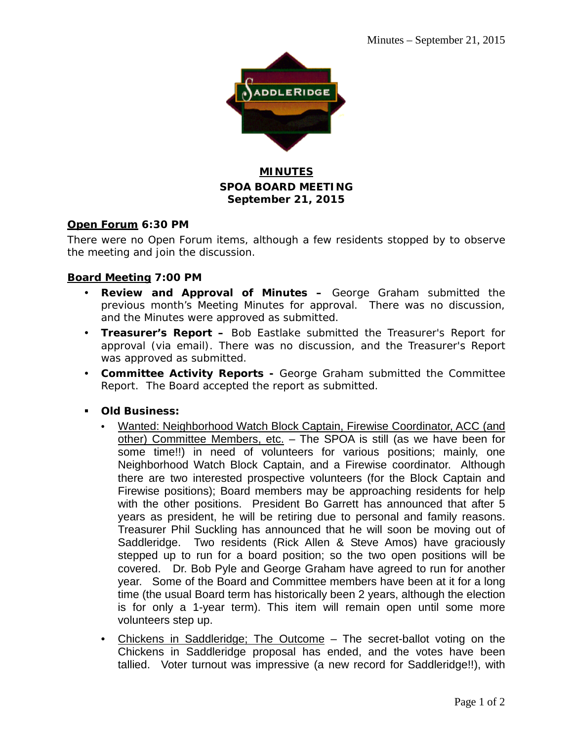# MINUTES

## SPOA BOARD MEETING
## September 21, 2015

**Open Forum 6:30 PM**

There were no Open Forum items, although a few residents stopped by to observe the meeting and join the discussion.

**Board Meeting 7:00 PM**

- **Review and Approval of Minutes –** George Graham submitted the previous month's Meeting Minutes for approval. There was no discussion, and the Minutes were approved as submitted.
- **Treasurer's Report –** Bob Eastlake submitted the Treasurer's Report for approval (via email). There was no discussion, and the Treasurer's Report was approved as submitted.
- **Committee Activity Reports -** George Graham submitted the Committee Report. The Board accepted the report as submitted.

- **Old Business:**
  - Wanted: Neighborhood Watch Block Captain, Firewise Coordinator, ACC (and other) Committee Members, etc. – The SPOA is still (as we have been for some time!!) in need of volunteers for various positions; mainly, one Neighborhood Watch Block Captain, and a Firewise coordinator. Although there are two interested prospective volunteers (for the Block Captain and Firewise positions); Board members may be approaching residents for help with the other positions. President Bo Garrett has announced that after 5 years as president, he will be retiring due to personal and family reasons. Treasurer Phil Suckling has announced that he will soon be moving out of Saddleridge. Two residents (Rick Allen & Steve Amos) have graciously stepped up to run for a board position; so the two open positions will be covered. Dr. Bob Pyle and George Graham have agreed to run for another year. Some of the Board and Committee members have been at it for a long time (the usual Board term has historically been 2 years, although the election is for only a 1-year term). This item will remain open until some more volunteers step up.
  - Chickens in Saddleridge; The Outcome – The secret-ballot voting on the Chickens in Saddleridge proposal has ended, and the votes have been tallied. Voter turnout was impressive (a new record for Saddleridge!!), with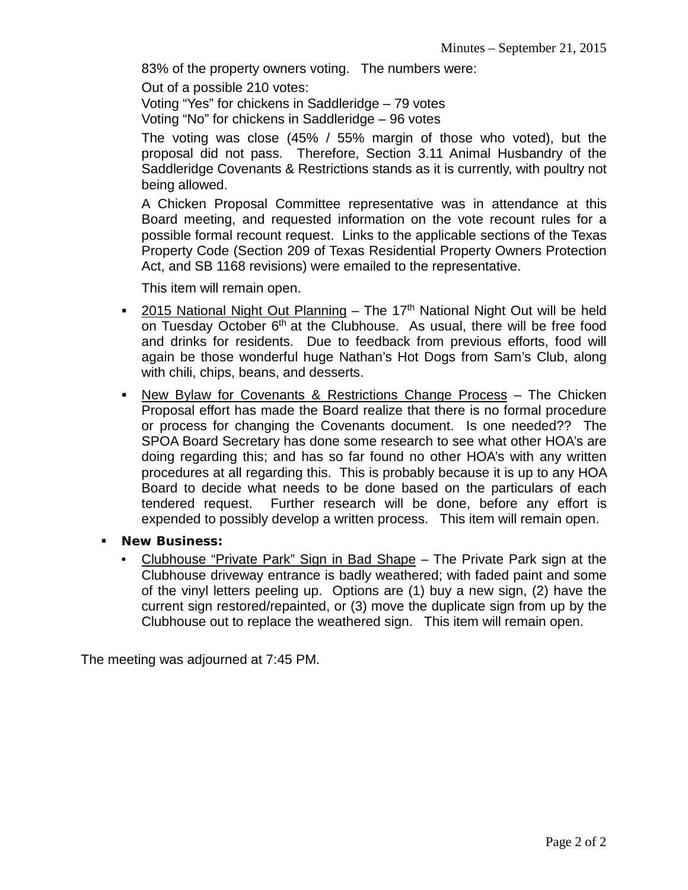83% of the property owners voting. The numbers were:

Out of a possible 210 votes:
Voting "Yes" for chickens in Saddleridge – 79 votes
Voting "No" for chickens in Saddleridge – 96 votes

The voting was close (45% / 55% margin of those who voted), but the proposal did not pass. Therefore, Section 3.11 Animal Husbandry of the Saddleridge Covenants & Restrictions stands as it is currently, with poultry not being allowed.

A Chicken Proposal Committee representative was in attendance at this Board meeting, and requested information on the vote recount rules for a possible formal recount request. Links to the applicable sections of the Texas Property Code (Section 209 of Texas Residential Property Owners Protection Act, and SB 1168 revisions) were emailed to the representative.

This item will remain open.

- 2015 National Night Out Planning – The 17th National Night Out will be held on Tuesday October 6th at the Clubhouse. As usual, there will be free food and drinks for residents. Due to feedback from previous efforts, food will again be those wonderful huge Nathan's Hot Dogs from Sam's Club, along with chili, chips, beans, and desserts.
- New Bylaw for Covenants & Restrictions Change Process – The Chicken Proposal effort has made the Board realize that there is no formal procedure or process for changing the Covenants document. Is one needed?? The SPOA Board Secretary has done some research to see what other HOA's are doing regarding this; and has so far found no other HOA's with any written procedures at all regarding this. This is probably because it is up to any HOA Board to decide what needs to be done based on the particulars of each tendered request. Further research will be done, before any effort is expended to possibly develop a written process. This item will remain open.

- **New Business:**
  - Clubhouse "Private Park" Sign in Bad Shape – The Private Park sign at the Clubhouse driveway entrance is badly weathered; with faded paint and some of the vinyl letters peeling up. Options are (1) buy a new sign, (2) have the current sign restored/repainted, or (3) move the duplicate sign from up by the Clubhouse out to replace the weathered sign. This item will remain open.

The meeting was adjourned at 7:45 PM.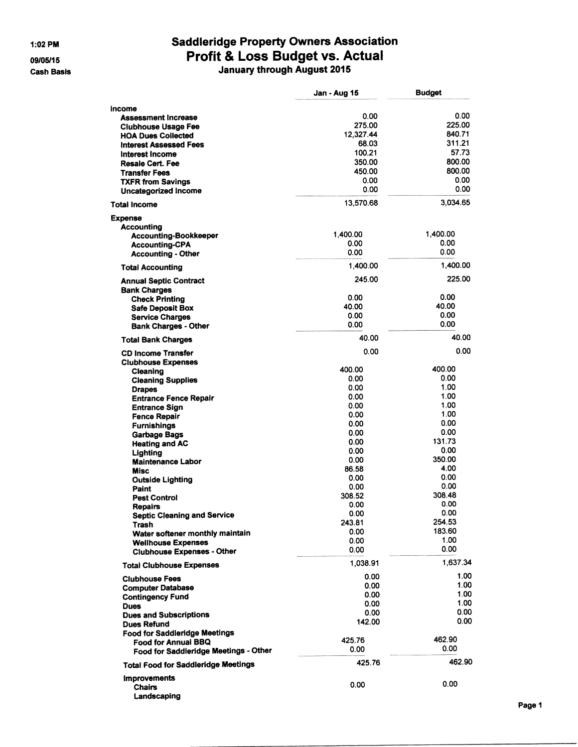1:02 PM
09/05/15
Cash Basis

# Saddleridge Property Owners Association
## Profit & Loss Budget vs. Actual
### January through August 2015

| | Jan - Aug 15 | Budget |
|---|---|---|
| **Income** | | |
| Assessment Increase | 0.00 | 0.00 |
| Clubhouse Usage Fee | 275.00 | 225.00 |
| HOA Dues Collected | 12,327.44 | 840.71 |
| Interest Assessed Fees | 68.03 | 311.21 |
| Interest Income | 100.21 | 57.73 |
| Resale Cert. Fee | 350.00 | 800.00 |
| Transfer Fees | 450.00 | 800.00 |
| TXFR from Savings | 0.00 | 0.00 |
| Uncategorized Income | 0.00 | 0.00 |
| **Total Income** | 13,570.68 | 3,034.65 |
| **Expense** | | |
| Accounting | | |
| Accounting-Bookkeeper | 1,400.00 | 1,400.00 |
| Accounting-CPA | 0.00 | 0.00 |
| Accounting - Other | 0.00 | 0.00 |
| **Total Accounting** | 1,400.00 | 1,400.00 |
| Annual Septic Contract | 245.00 | 225.00 |
| Bank Charges | | |
| Check Printing | 0.00 | 0.00 |
| Safe Deposit Box | 40.00 | 40.00 |
| Service Charges | 0.00 | 0.00 |
| Bank Charges - Other | 0.00 | 0.00 |
| **Total Bank Charges** | 40.00 | 40.00 |
| CD Income Transfer | 0.00 | 0.00 |
| Clubhouse Expenses | | |
| Cleaning | 400.00 | 400.00 |
| Cleaning Supplies | 0.00 | 0.00 |
| Drapes | 0.00 | 1.00 |
| Entrance Fence Repair | 0.00 | 1.00 |
| Entrance Sign | 0.00 | 1.00 |
| Fence Repair | 0.00 | 1.00 |
| Furnishings | 0.00 | 0.00 |
| Garbage Bags | 0.00 | 0.00 |
| Heating and AC | 0.00 | 131.73 |
| Lighting | 0.00 | 0.00 |
| Maintenance Labor | 0.00 | 350.00 |
| Misc | 86.58 | 4.00 |
| Outside Lighting | 0.00 | 0.00 |
| Paint | 0.00 | 0.00 |
| Pest Control | 308.52 | 308.48 |
| Repairs | 0.00 | 0.00 |
| Septic Cleaning and Service | 0.00 | 0.00 |
| Trash | 243.81 | 254.53 |
| Water softener monthly maintain | 0.00 | 183.60 |
| Wellhouse Expenses | 0.00 | 1.00 |
| Clubhouse Expenses - Other | 0.00 | 0.00 |
| **Total Clubhouse Expenses** | 1,038.91 | 1,637.34 |
| Clubhouse Fees | 0.00 | 1.00 |
| Computer Database | 0.00 | 1.00 |
| Contingency Fund | 0.00 | 1.00 |
| Dues | 0.00 | 1.00 |
| Dues and Subscriptions | 0.00 | 0.00 |
| Dues Refund | 142.00 | 0.00 |
| Food for Saddleridge Meetings | | |
| Food for Annual BBQ | 425.76 | 462.90 |
| Food for Saddleridge Meetings - Other | 0.00 | 0.00 |
| **Total Food for Saddleridge Meetings** | 425.76 | 462.90 |
| Improvements | | |
| Chairs | 0.00 | 0.00 |
| Landscaping | | |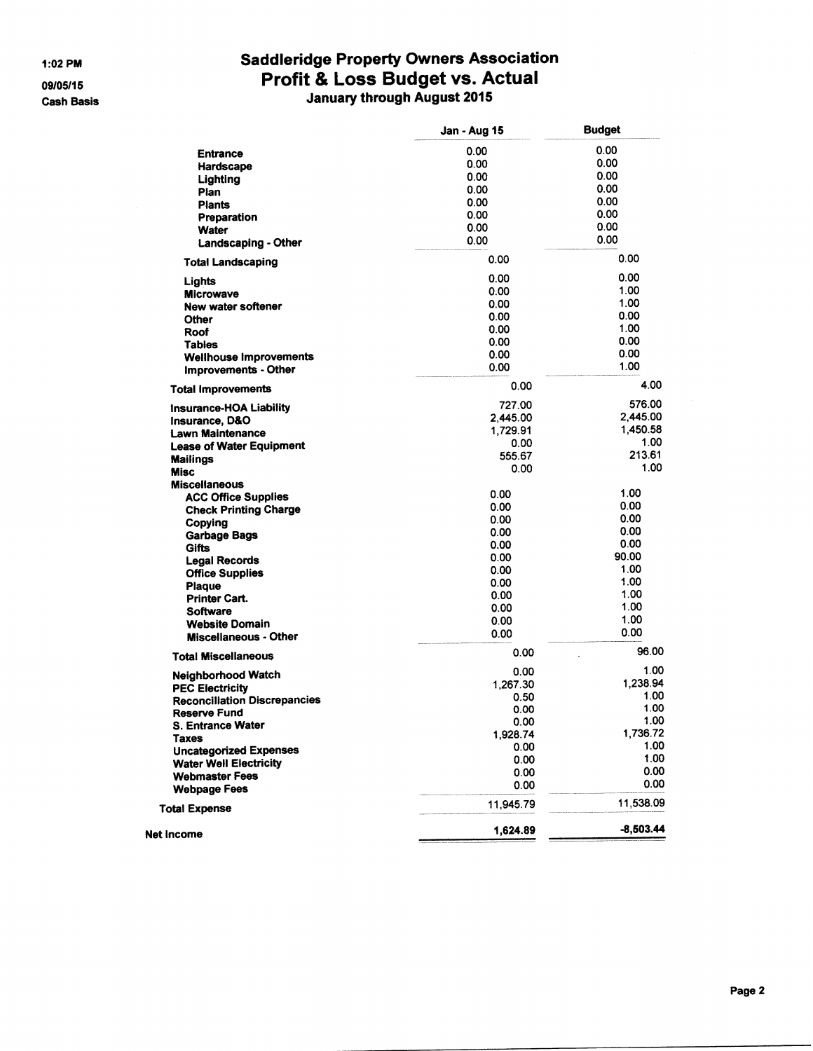# Saddleridge Property Owners Association
## Profit & Loss Budget vs. Actual
### January through August 2015

1:02 PM
09/05/15
Cash Basis

| | Jan - Aug 15 | Budget |
|---|---|---|
| Entrance | 0.00 | 0.00 |
| Hardscape | 0.00 | 0.00 |
| Lighting | 0.00 | 0.00 |
| Plan | 0.00 | 0.00 |
| Plants | 0.00 | 0.00 |
| Preparation | 0.00 | 0.00 |
| Water | 0.00 | 0.00 |
| Landscaping - Other | 0.00 | 0.00 |
| **Total Landscaping** | 0.00 | 0.00 |
| Lights | 0.00 | 0.00 |
| Microwave | 0.00 | 1.00 |
| New water softener | 0.00 | 1.00 |
| Other | 0.00 | 0.00 |
| Roof | 0.00 | 1.00 |
| Tables | 0.00 | 0.00 |
| Wellhouse Improvements | 0.00 | 0.00 |
| Improvements - Other | 0.00 | 1.00 |
| **Total Improvements** | 0.00 | 4.00 |
| Insurance-HOA Liability | 727.00 | 576.00 |
| Insurance, D&O | 2,445.00 | 2,445.00 |
| Lawn Maintenance | 1,729.91 | 1,450.58 |
| Lease of Water Equipment | 0.00 | 1.00 |
| Mailings | 555.67 | 213.61 |
| Misc | 0.00 | 1.00 |
| Miscellaneous | | |
| ACC Office Supplies | 0.00 | 1.00 |
| Check Printing Charge | 0.00 | 0.00 |
| Copying | 0.00 | 0.00 |
| Garbage Bags | 0.00 | 0.00 |
| Gifts | 0.00 | 0.00 |
| Legal Records | 0.00 | 90.00 |
| Office Supplies | 0.00 | 1.00 |
| Plaque | 0.00 | 1.00 |
| Printer Cart. | 0.00 | 1.00 |
| Software | 0.00 | 1.00 |
| Website Domain | 0.00 | 1.00 |
| Miscellaneous - Other | 0.00 | 0.00 |
| **Total Miscellaneous** | 0.00 | 96.00 |
| Neighborhood Watch | 0.00 | 1.00 |
| PEC Electricity | 1,267.30 | 1,238.94 |
| Reconciliation Discrepancies | 0.50 | 1.00 |
| Reserve Fund | 0.00 | 1.00 |
| S. Entrance Water | 0.00 | 1.00 |
| Taxes | 1,928.74 | 1,736.72 |
| Uncategorized Expenses | 0.00 | 1.00 |
| Water Well Electricity | 0.00 | 1.00 |
| Webmaster Fees | 0.00 | 0.00 |
| Webpage Fees | 0.00 | 0.00 |
| **Total Expense** | 11,945.79 | 11,538.09 |
| **Net Income** | **1,624.89** | **-8,503.44** |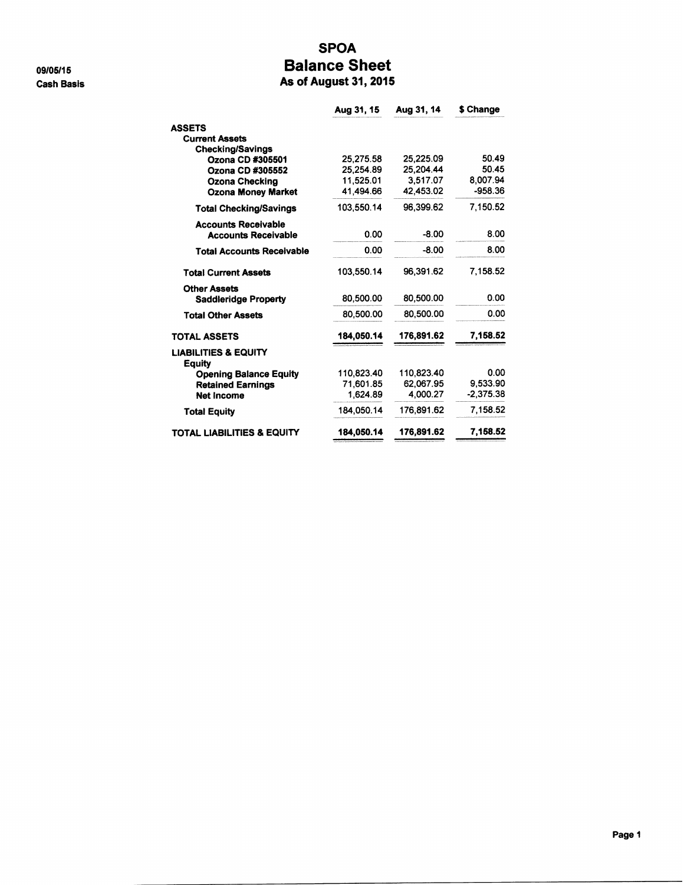09/05/15
Cash Basis

# SPOA
## Balance Sheet
### As of August 31, 2015

| | Aug 31, 15 | Aug 31, 14 | $ Change |
|---|---|---|---|
| **ASSETS** | | | |
| **Current Assets** | | | |
| **Checking/Savings** | | | |
| **Ozona CD #305501** | 25,275.58 | 25,225.09 | 50.49 |
| **Ozona CD #305552** | 25,254.89 | 25,204.44 | 50.45 |
| **Ozona Checking** | 11,525.01 | 3,517.07 | 8,007.94 |
| **Ozona Money Market** | 41,494.66 | 42,453.02 | -958.36 |
| **Total Checking/Savings** | 103,550.14 | 96,399.62 | 7,150.52 |
| **Accounts Receivable** | | | |
| **Accounts Receivable** | 0.00 | -8.00 | 8.00 |
| **Total Accounts Receivable** | 0.00 | -8.00 | 8.00 |
| **Total Current Assets** | 103,550.14 | 96,391.62 | 7,158.52 |
| **Other Assets** | | | |
| **Saddleridge Property** | 80,500.00 | 80,500.00 | 0.00 |
| **Total Other Assets** | 80,500.00 | 80,500.00 | 0.00 |
| **TOTAL ASSETS** | **184,050.14** | **176,891.62** | **7,158.52** |
| **LIABILITIES & EQUITY** | | | |
| **Equity** | | | |
| **Opening Balance Equity** | 110,823.40 | 110,823.40 | 0.00 |
| **Retained Earnings** | 71,601.85 | 62,067.95 | 9,533.90 |
| **Net Income** | 1,624.89 | 4,000.27 | -2,375.38 |
| **Total Equity** | 184,050.14 | 176,891.62 | 7,158.52 |
| **TOTAL LIABILITIES & EQUITY** | **184,050.14** | **176,891.62** | **7,158.52** |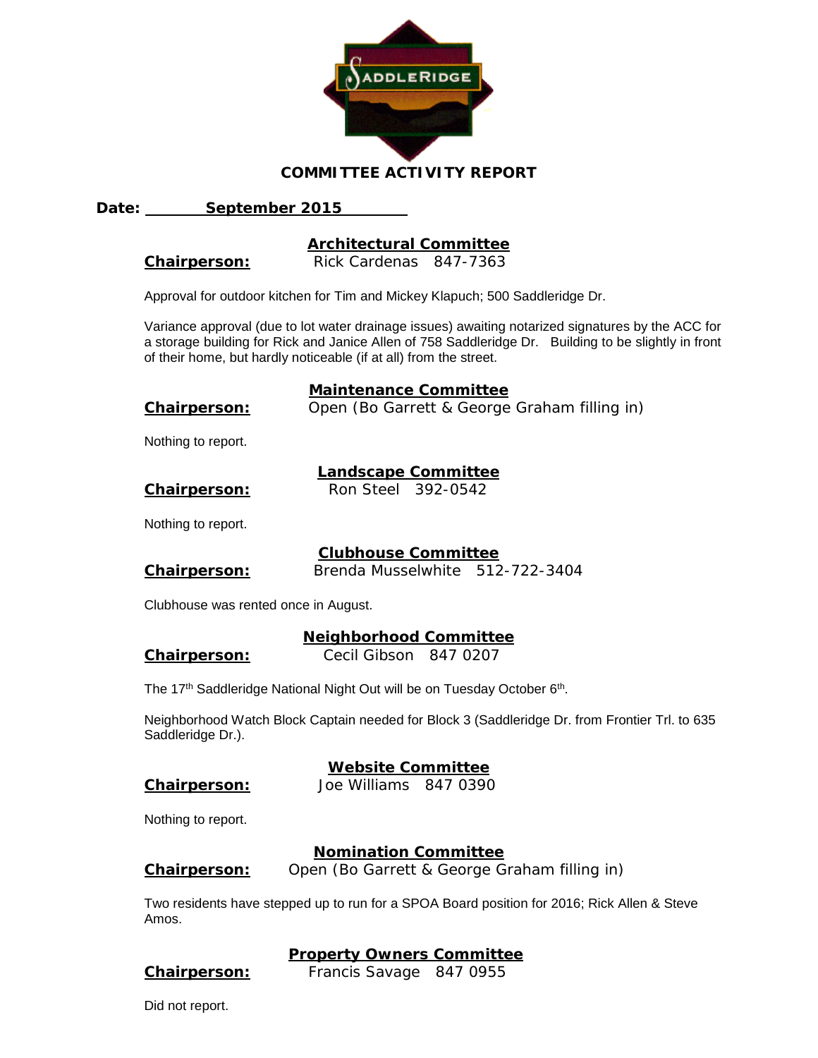# COMMITTEE ACTIVITY REPORT

**Date:** **September 2015**

## Architectural Committee

**Chairperson:** Rick Cardenas 847-7363

Approval for outdoor kitchen for Tim and Mickey Klapuch; 500 Saddleridge Dr.

Variance approval (due to lot water drainage issues) awaiting notarized signatures by the ACC for a storage building for Rick and Janice Allen of 758 Saddleridge Dr. Building to be slightly in front of their home, but hardly noticeable (if at all) from the street.

## Maintenance Committee

**Chairperson:** Open (Bo Garrett & George Graham filling in)

Nothing to report.

## Landscape Committee

**Chairperson:** Ron Steel 392-0542

Nothing to report.

## Clubhouse Committee

**Chairperson:** Brenda Musselwhite 512-722-3404

Clubhouse was rented once in August.

## Neighborhood Committee

**Chairperson:** Cecil Gibson 847 0207

The 17th Saddleridge National Night Out will be on Tuesday October 6th.

Neighborhood Watch Block Captain needed for Block 3 (Saddleridge Dr. from Frontier Trl. to 635 Saddleridge Dr.).

## Website Committee

**Chairperson:** Joe Williams 847 0390

Nothing to report.

## Nomination Committee

**Chairperson:** Open (Bo Garrett & George Graham filling in)

Two residents have stepped up to run for a SPOA Board position for 2016; Rick Allen & Steve Amos.

## Property Owners Committee

**Chairperson:** Francis Savage 847 0955

Did not report.